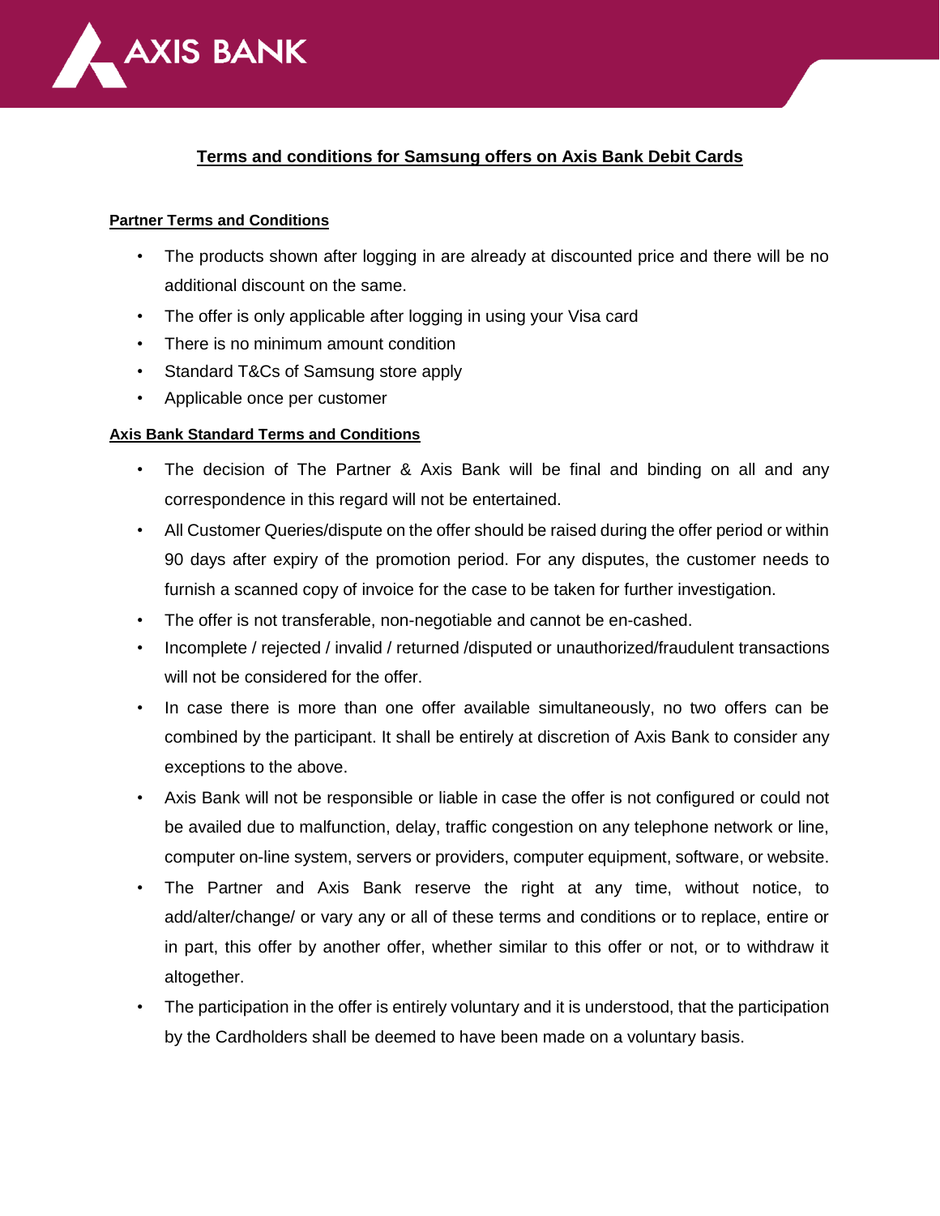# Terms and conditions for Samsung offers on Axis Bank Debit Cards

## Partner Terms and Conditions

- The products shown after logging in are already at discounted price and there will be no additional discount on the same.
- The offer is only applicable after logging in using your Visa card
- There is no minimum amount condition
- Standard T&Cs of Samsung store apply
- Applicable once per customer

## Axis Bank Standard Terms and Conditions

- The decision of The Partner & Axis Bank will be final and binding on all and any correspondence in this regard will not be entertained.
- All Customer Queries/dispute on the offer should be raised during the offer period or within 90 days after expiry of the promotion period. For any disputes, the customer needs to furnish a scanned copy of invoice for the case to be taken for further investigation.
- The offer is not transferable, non-negotiable and cannot be en-cashed.
- Incomplete / rejected / invalid / returned /disputed or unauthorized/fraudulent transactions will not be considered for the offer.
- In case there is more than one offer available simultaneously, no two offers can be combined by the participant. It shall be entirely at discretion of Axis Bank to consider any exceptions to the above.
- Axis Bank will not be responsible or liable in case the offer is not configured or could not be availed due to malfunction, delay, traffic congestion on any telephone network or line, computer on-line system, servers or providers, computer equipment, software, or website.
- The Partner and Axis Bank reserve the right at any time, without notice, to add/alter/change/ or vary any or all of these terms and conditions or to replace, entire or in part, this offer by another offer, whether similar to this offer or not, or to withdraw it altogether.
- The participation in the offer is entirely voluntary and it is understood, that the participation by the Cardholders shall be deemed to have been made on a voluntary basis.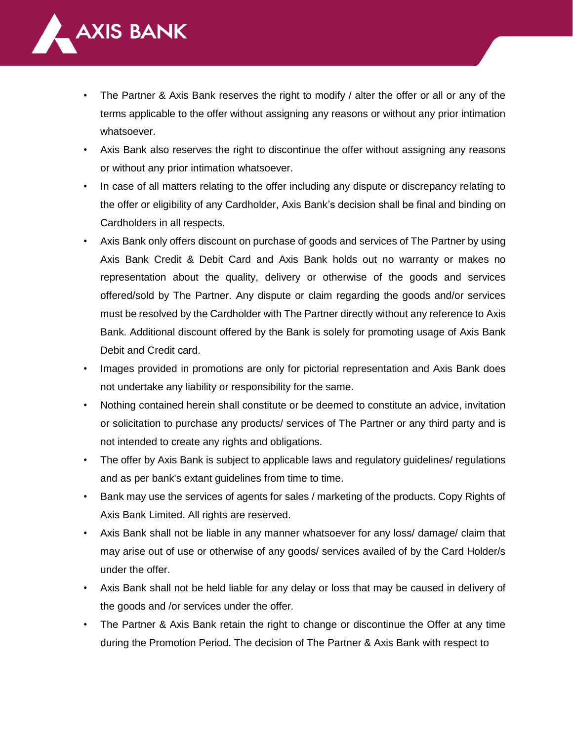- The Partner & Axis Bank reserves the right to modify / alter the offer or all or any of the terms applicable to the offer without assigning any reasons or without any prior intimation whatsoever.
- Axis Bank also reserves the right to discontinue the offer without assigning any reasons or without any prior intimation whatsoever.
- In case of all matters relating to the offer including any dispute or discrepancy relating to the offer or eligibility of any Cardholder, Axis Bank's decision shall be final and binding on Cardholders in all respects.
- Axis Bank only offers discount on purchase of goods and services of The Partner by using Axis Bank Credit & Debit Card and Axis Bank holds out no warranty or makes no representation about the quality, delivery or otherwise of the goods and services offered/sold by The Partner. Any dispute or claim regarding the goods and/or services must be resolved by the Cardholder with The Partner directly without any reference to Axis Bank. Additional discount offered by the Bank is solely for promoting usage of Axis Bank Debit and Credit card.
- Images provided in promotions are only for pictorial representation and Axis Bank does not undertake any liability or responsibility for the same.
- Nothing contained herein shall constitute or be deemed to constitute an advice, invitation or solicitation to purchase any products/ services of The Partner or any third party and is not intended to create any rights and obligations.
- The offer by Axis Bank is subject to applicable laws and regulatory guidelines/ regulations and as per bank's extant guidelines from time to time.
- Bank may use the services of agents for sales / marketing of the products. Copy Rights of Axis Bank Limited. All rights are reserved.
- Axis Bank shall not be liable in any manner whatsoever for any loss/ damage/ claim that may arise out of use or otherwise of any goods/ services availed of by the Card Holder/s under the offer.
- Axis Bank shall not be held liable for any delay or loss that may be caused in delivery of the goods and /or services under the offer.
- The Partner & Axis Bank retain the right to change or discontinue the Offer at any time during the Promotion Period. The decision of The Partner & Axis Bank with respect to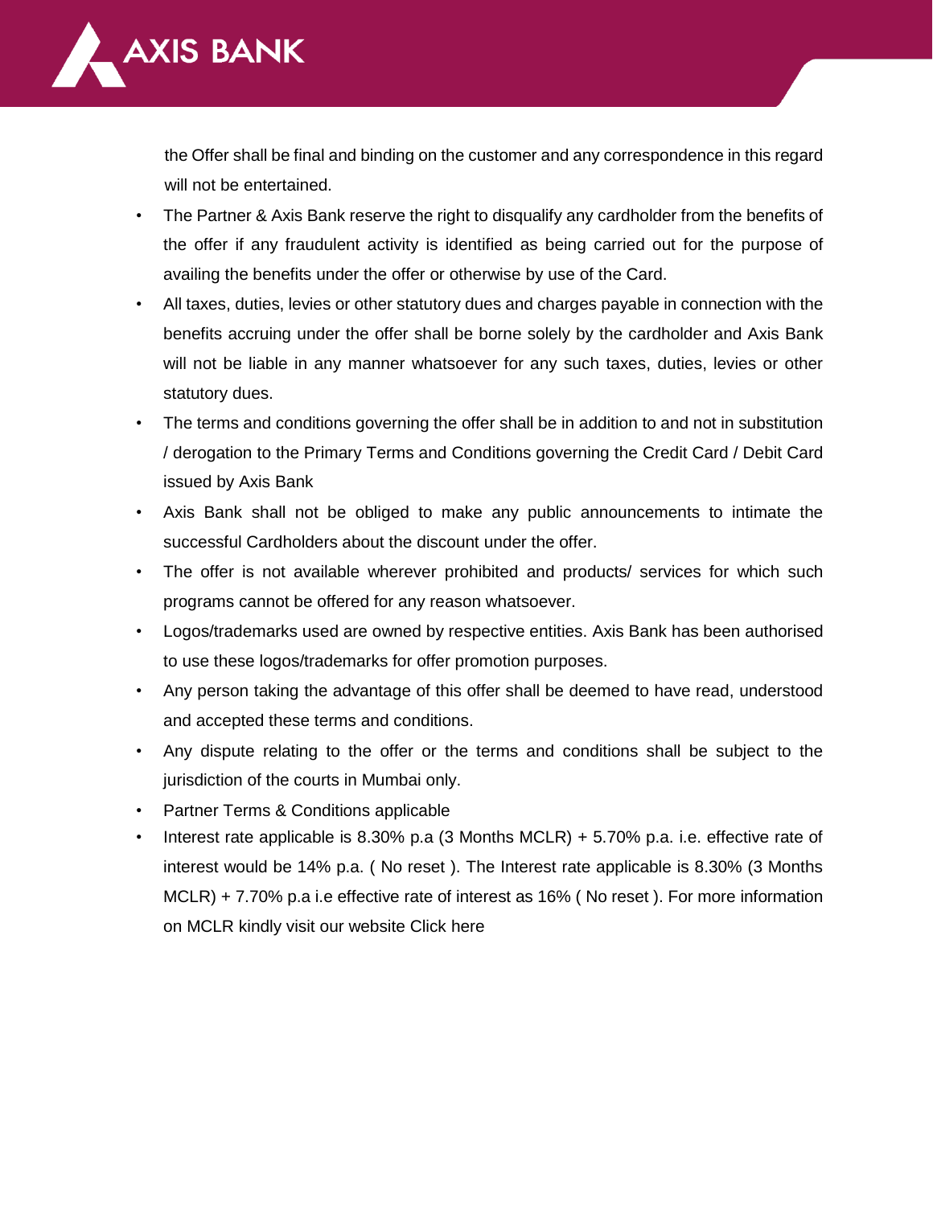the Offer shall be final and binding on the customer and any correspondence in this regard will not be entertained.

- The Partner & Axis Bank reserve the right to disqualify any cardholder from the benefits of the offer if any fraudulent activity is identified as being carried out for the purpose of availing the benefits under the offer or otherwise by use of the Card.
- All taxes, duties, levies or other statutory dues and charges payable in connection with the benefits accruing under the offer shall be borne solely by the cardholder and Axis Bank will not be liable in any manner whatsoever for any such taxes, duties, levies or other statutory dues.
- The terms and conditions governing the offer shall be in addition to and not in substitution / derogation to the Primary Terms and Conditions governing the Credit Card / Debit Card issued by Axis Bank
- Axis Bank shall not be obliged to make any public announcements to intimate the successful Cardholders about the discount under the offer.
- The offer is not available wherever prohibited and products/ services for which such programs cannot be offered for any reason whatsoever.
- Logos/trademarks used are owned by respective entities. Axis Bank has been authorised to use these logos/trademarks for offer promotion purposes.
- Any person taking the advantage of this offer shall be deemed to have read, understood and accepted these terms and conditions.
- Any dispute relating to the offer or the terms and conditions shall be subject to the jurisdiction of the courts in Mumbai only.
- Partner Terms & Conditions applicable
- Interest rate applicable is 8.30% p.a (3 Months MCLR) + 5.70% p.a. i.e. effective rate of interest would be 14% p.a. ( No reset ). The Interest rate applicable is 8.30% (3 Months MCLR) + 7.70% p.a i.e effective rate of interest as 16% ( No reset ). For more information on MCLR kindly visit our website Click here